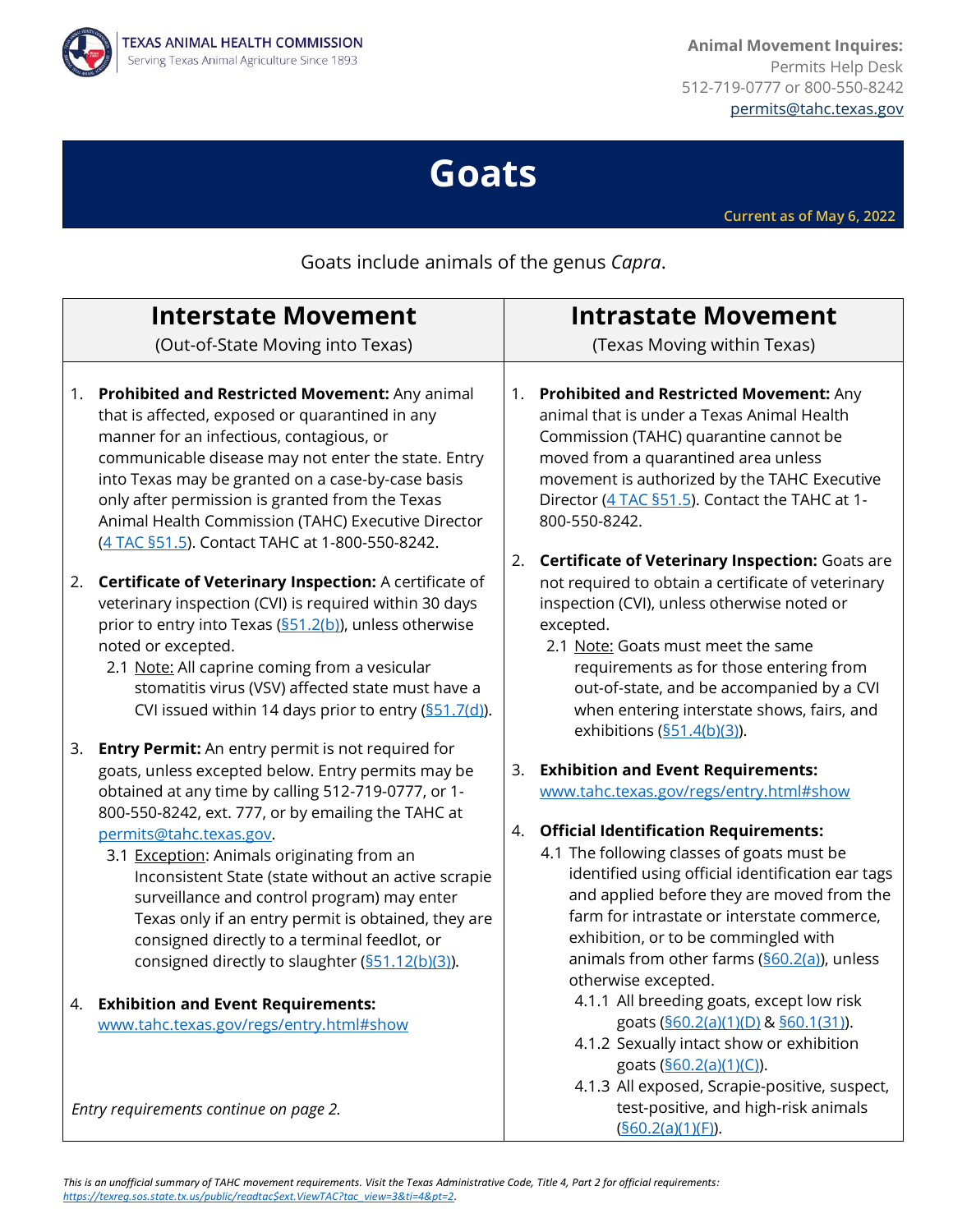TEXAS ANIMAL HEALTH COMMISSION
Serving Texas Animal Agriculture Since 1893

**Animal Movement Inquires:**
Permits Help Desk
512-719-0777 or 800-550-8242
permits@tahc.texas.gov

# Goats

Current as of May 6, 2022

Goats include animals of the genus *Capra*.

## Interstate Movement

(Out-of-State Moving into Texas)

1. **Prohibited and Restricted Movement:** Any animal that is affected, exposed or quarantined in any manner for an infectious, contagious, or communicable disease may not enter the state. Entry into Texas may be granted on a case-by-case basis only after permission is granted from the Texas Animal Health Commission (TAHC) Executive Director (4 TAC §51.5). Contact TAHC at 1-800-550-8242.

2. **Certificate of Veterinary Inspection:** A certificate of veterinary inspection (CVI) is required within 30 days prior to entry into Texas (§51.2(b)), unless otherwise noted or excepted.
   - 2.1 Note: All caprine coming from a vesicular stomatitis virus (VSV) affected state must have a CVI issued within 14 days prior to entry (§51.7(d)).

3. **Entry Permit:** An entry permit is not required for goats, unless excepted below. Entry permits may be obtained at any time by calling 512-719-0777, or 1-800-550-8242, ext. 777, or by emailing the TAHC at permits@tahc.texas.gov.
   - 3.1 Exception: Animals originating from an Inconsistent State (state without an active scrapie surveillance and control program) may enter Texas only if an entry permit is obtained, they are consigned directly to a terminal feedlot, or consigned directly to slaughter (§51.12(b)(3)).

4. **Exhibition and Event Requirements:** www.tahc.texas.gov/regs/entry.html#show

*Entry requirements continue on page 2.*

## Intrastate Movement

(Texas Moving within Texas)

1. **Prohibited and Restricted Movement:** Any animal that is under a Texas Animal Health Commission (TAHC) quarantine cannot be moved from a quarantined area unless movement is authorized by the TAHC Executive Director (4 TAC §51.5). Contact the TAHC at 1-800-550-8242.

2. **Certificate of Veterinary Inspection:** Goats are not required to obtain a certificate of veterinary inspection (CVI), unless otherwise noted or excepted.
   - 2.1 Note: Goats must meet the same requirements as for those entering from out-of-state, and be accompanied by a CVI when entering interstate shows, fairs, and exhibitions (§51.4(b)(3)).

3. **Exhibition and Event Requirements:** www.tahc.texas.gov/regs/entry.html#show

4. **Official Identification Requirements:**
   - 4.1 The following classes of goats must be identified using official identification ear tags and applied before they are moved from the farm for intrastate or interstate commerce, exhibition, or to be commingled with animals from other farms (§60.2(a)), unless otherwise excepted.
     - 4.1.1 All breeding goats, except low risk goats (§60.2(a)(1)(D) & §60.1(31)).
     - 4.1.2 Sexually intact show or exhibition goats (§60.2(a)(1)(C)).
     - 4.1.3 All exposed, Scrapie-positive, suspect, test-positive, and high-risk animals (§60.2(a)(1)(F)).

*This is an unofficial summary of TAHC movement requirements. Visit the Texas Administrative Code, Title 4, Part 2 for official requirements: https://texreg.sos.state.tx.us/public/readtac$ext.ViewTAC?tac_view=3&ti=4&pt=2.*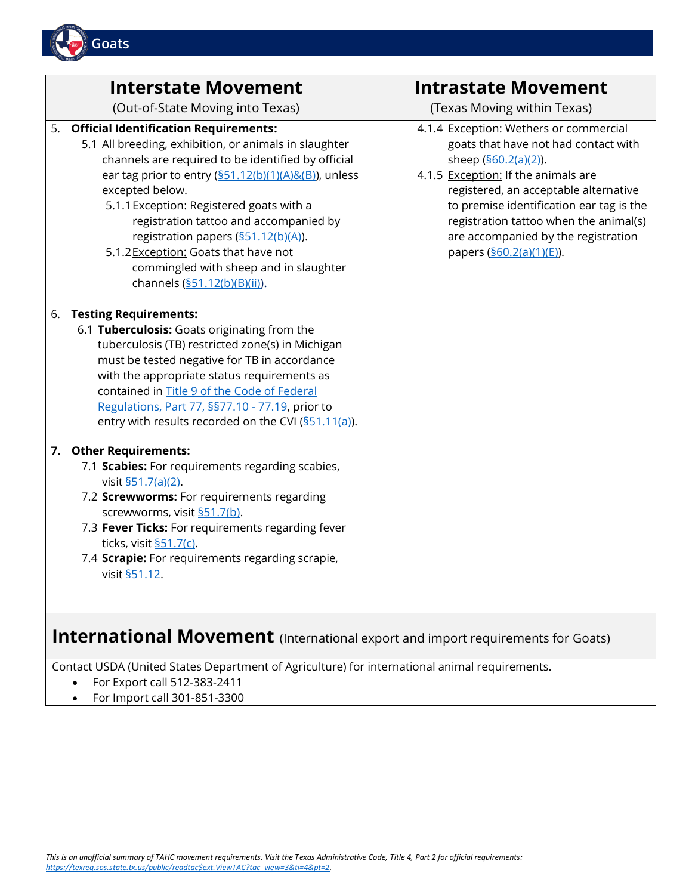# Goats

| Interstate Movement (Out-of-State Moving into Texas) | Intrastate Movement (Texas Moving within Texas) |
|---|---|
| 5. **Official Identification Requirements:**<br>5.1 All breeding, exhibition, or animals in slaughter channels are required to be identified by official ear tag prior to entry (§51.12(b)(1)(A)&(B)), unless excepted below.<br>5.1.1 Exception: Registered goats with a registration tattoo and accompanied by registration papers (§51.12(b)(A)).<br>5.1.2 Exception: Goats that have not commingled with sheep and in slaughter channels (§51.12(b)(B)(ii)).<br><br>6. **Testing Requirements:**<br>6.1 **Tuberculosis:** Goats originating from the tuberculosis (TB) restricted zone(s) in Michigan must be tested negative for TB in accordance with the appropriate status requirements as contained in Title 9 of the Code of Federal Regulations, Part 77, §§77.10 - 77.19, prior to entry with results recorded on the CVI (§51.11(a)).<br><br>7. **Other Requirements:**<br>7.1 **Scabies:** For requirements regarding scabies, visit §51.7(a)(2).<br>7.2 **Screwworms:** For requirements regarding screwworms, visit §51.7(b).<br>7.3 **Fever Ticks:** For requirements regarding fever ticks, visit §51.7(c).<br>7.4 **Scrapie:** For requirements regarding scrapie, visit §51.12. | 4.1.4 Exception: Wethers or commercial goats that have not had contact with sheep (§60.2(a)(2)).<br>4.1.5 Exception: If the animals are registered, an acceptable alternative to premise identification ear tag is the registration tattoo when the animal(s) are accompanied by the registration papers (§60.2(a)(1)(E)). |

## International Movement (International export and import requirements for Goats)

Contact USDA (United States Department of Agriculture) for international animal requirements.

- For Export call 512-383-2411
- For Import call 301-851-3300

*This is an unofficial summary of TAHC movement requirements. Visit the Texas Administrative Code, Title 4, Part 2 for official requirements: https://texreg.sos.state.tx.us/public/readtac$ext.ViewTAC?tac_view=3&ti=4&pt=2.*